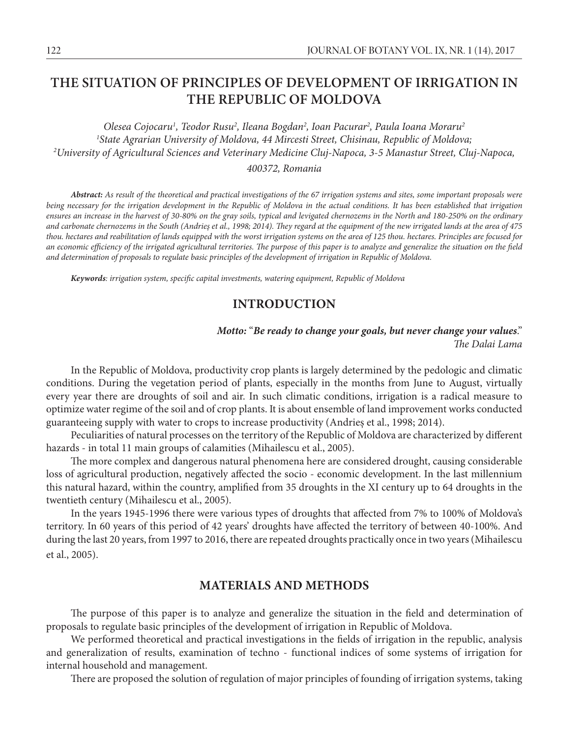# THE SITUATION OF PRINCIPLES OF DEVELOPMENT OF IRRIGATION IN THE REPUBLIC OF MOLDOVA

*Olesea Cojocaru[1], Teodor Rusu[2], Ileana Bogdan[2], Ioan Pacurar[2], Paula Ioana Moraru[2]*
*[1]State Agrarian University of Moldova, 44 Mircesti Street, Chisinau, Republic of Moldova;*
*[2]University of Agricultural Sciences and Veterinary Medicine Cluj-Napoca, 3-5 Manastur Street, Cluj-Napoca, 400372, Romania*

***Abstract:*** *As result of the theoretical and practical investigations of the 67 irrigation systems and sites, some important proposals were being necessary for the irrigation development in the Republic of Moldova in the actual conditions. It has been established that irrigation ensures an increase in the harvest of 30-80% on the gray soils, typical and levigated chernozems in the North and 180-250% on the ordinary and carbonate chernozems in the South (Andrieș et al., 1998; 2014). They regard at the equipment of the new irrigated lands at the area of 475 thou. hectares and reabilitation of lands equipped with the worst irrigation systems on the area of 125 thou. hectares. Principles are focused for an economic efficiency of the irrigated agricultural territories. The purpose of this paper is to analyze and generalize the situation on the field and determination of proposals to regulate basic principles of the development of irrigation in Republic of Moldova.*

***Keywords****: irrigation system, specific capital investments, watering equipment, Republic of Moldova*

## INTRODUCTION

***Motto:*** "***Be ready to change your goals, but never change your values***."
*The Dalai Lama*

In the Republic of Moldova, productivity crop plants is largely determined by the pedologic and climatic conditions. During the vegetation period of plants, especially in the months from June to August, virtually every year there are droughts of soil and air. In such climatic conditions, irrigation is a radical measure to optimize water regime of the soil and of crop plants. It is about ensemble of land improvement works conducted guaranteeing supply with water to crops to increase productivity (Andrieș et al., 1998; 2014).

Peculiarities of natural processes on the territory of the Republic of Moldova are characterized by different hazards - in total 11 main groups of calamities (Mihailescu et al., 2005).

The more complex and dangerous natural phenomena here are considered drought, causing considerable loss of agricultural production, negatively affected the socio - economic development. In the last millennium this natural hazard, within the country, amplified from 35 droughts in the XI century up to 64 droughts in the twentieth century (Mihailescu et al., 2005).

In the years 1945-1996 there were various types of droughts that affected from 7% to 100% of Moldova's territory. In 60 years of this period of 42 years' droughts have affected the territory of between 40-100%. And during the last 20 years, from 1997 to 2016, there are repeated droughts practically once in two years (Mihailescu et al., 2005).

## MATERIALS AND METHODS

The purpose of this paper is to analyze and generalize the situation in the field and determination of proposals to regulate basic principles of the development of irrigation in Republic of Moldova.

We performed theoretical and practical investigations in the fields of irrigation in the republic, analysis and generalization of results, examination of techno - functional indices of some systems of irrigation for internal household and management.

There are proposed the solution of regulation of major principles of founding of irrigation systems, taking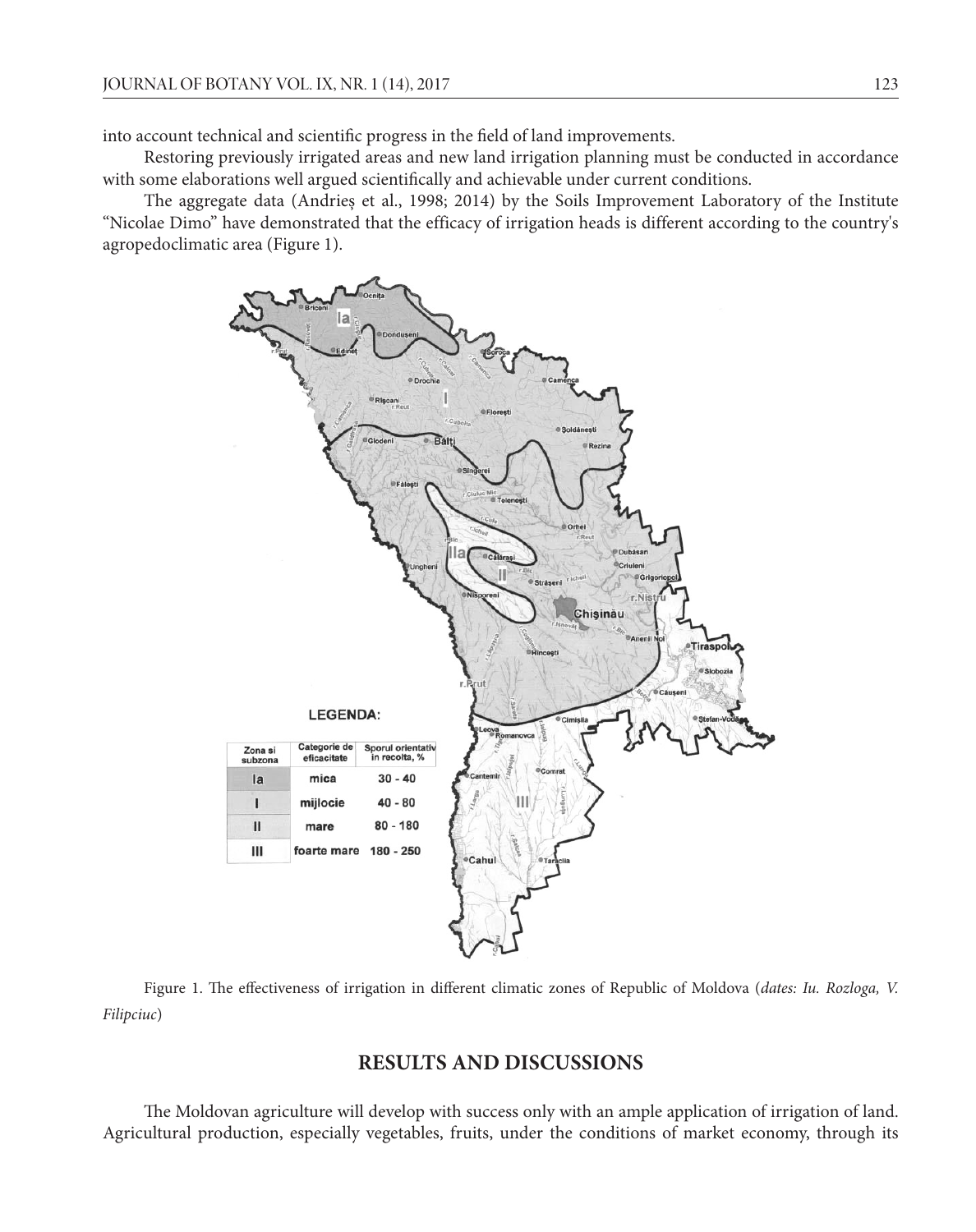into account technical and scientific progress in the field of land improvements.

Restoring previously irrigated areas and new land irrigation planning must be conducted in accordance with some elaborations well argued scientifically and achievable under current conditions.

The aggregate data (Andrieș et al., 1998; 2014) by the Soils Improvement Laboratory of the Institute "Nicolae Dimo" have demonstrated that the efficacy of irrigation heads is different according to the country's agropedoclimatic area (Figure 1).

LEGENDA:

| Zona si subzona | Categorie de eficacitate | Sporul orientativ în recolta, % |
|---|---|---|
| Ia | mica | 30 - 40 |
| I | mijlocie | 40 - 80 |
| II | mare | 80 - 180 |
| III | foarte mare | 180 - 250 |

Figure 1. The effectiveness of irrigation in different climatic zones of Republic of Moldova (*dates: Iu. Rozloga, V. Filipciuc*)

## RESULTS AND DISCUSSIONS

The Moldovan agriculture will develop with success only with an ample application of irrigation of land. Agricultural production, especially vegetables, fruits, under the conditions of market economy, through its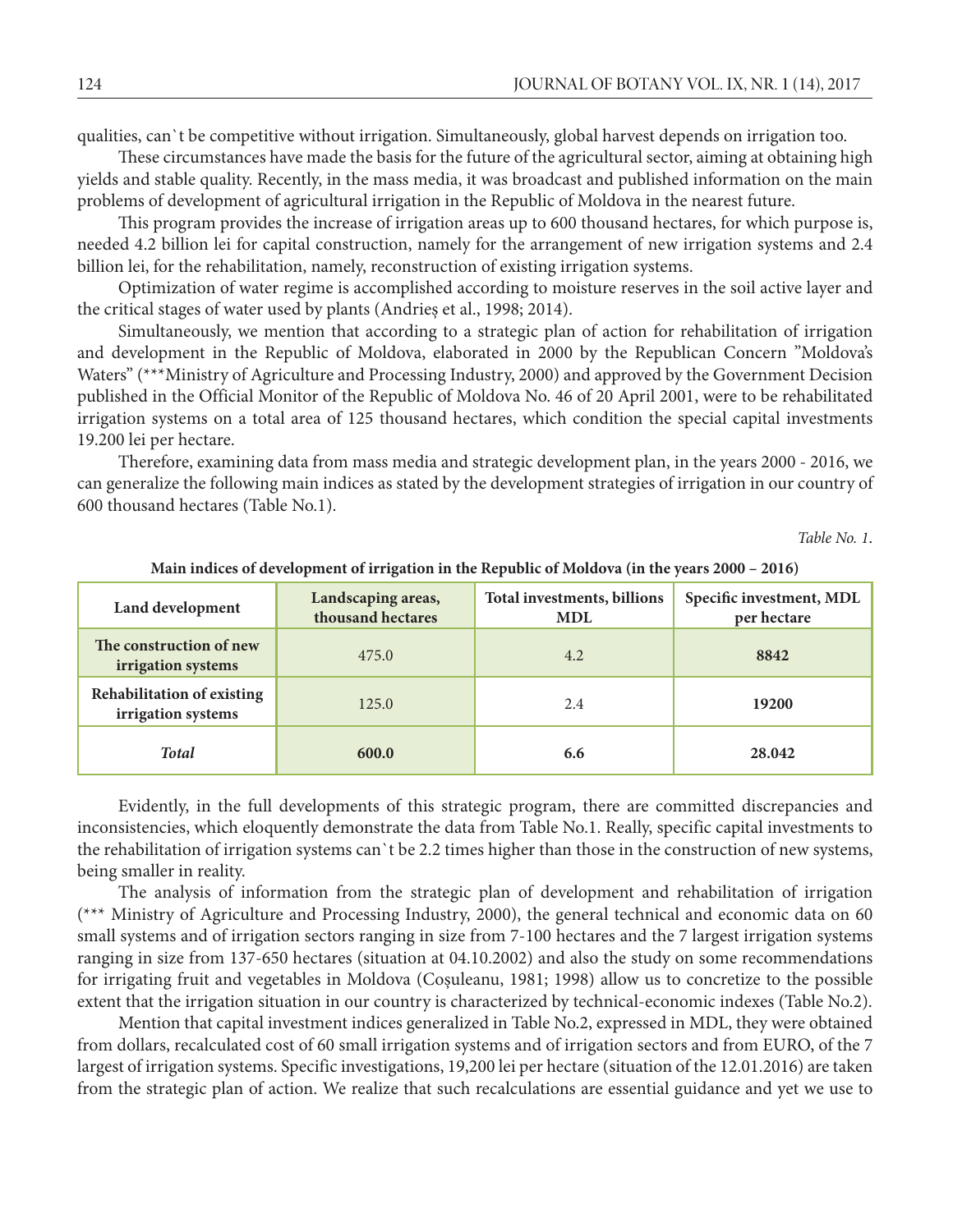qualities, can`t be competitive without irrigation. Simultaneously, global harvest depends on irrigation too.

These circumstances have made the basis for the future of the agricultural sector, aiming at obtaining high yields and stable quality. Recently, in the mass media, it was broadcast and published information on the main problems of development of agricultural irrigation in the Republic of Moldova in the nearest future.

This program provides the increase of irrigation areas up to 600 thousand hectares, for which purpose is, needed 4.2 billion lei for capital construction, namely for the arrangement of new irrigation systems and 2.4 billion lei, for the rehabilitation, namely, reconstruction of existing irrigation systems.

Optimization of water regime is accomplished according to moisture reserves in the soil active layer and the critical stages of water used by plants (Andrieș et al., 1998; 2014).

Simultaneously, we mention that according to a strategic plan of action for rehabilitation of irrigation and development in the Republic of Moldova, elaborated in 2000 by the Republican Concern "Moldova's Waters" (***Ministry of Agriculture and Processing Industry, 2000) and approved by the Government Decision published in the Official Monitor of the Republic of Moldova No. 46 of 20 April 2001, were to be rehabilitated irrigation systems on a total area of 125 thousand hectares, which condition the special capital investments 19.200 lei per hectare.

Therefore, examining data from mass media and strategic development plan, in the years 2000 - 2016, we can generalize the following main indices as stated by the development strategies of irrigation in our country of 600 thousand hectares (Table No.1).

*Table No. 1.*

**Main indices of development of irrigation in the Republic of Moldova (in the years 2000 – 2016)**

| Land development | Landscaping areas, thousand hectares | Total investments, billions MDL | Specific investment, MDL per hectare |
|---|---|---|---|
| **The construction of new irrigation systems** | 475.0 | 4.2 | **8842** |
| **Rehabilitation of existing irrigation systems** | 125.0 | 2.4 | **19200** |
| ***Total*** | **600.0** | **6.6** | **28.042** |

Evidently, in the full developments of this strategic program, there are committed discrepancies and inconsistencies, which eloquently demonstrate the data from Table No.1. Really, specific capital investments to the rehabilitation of irrigation systems can`t be 2.2 times higher than those in the construction of new systems, being smaller in reality.

The analysis of information from the strategic plan of development and rehabilitation of irrigation (*** Ministry of Agriculture and Processing Industry, 2000), the general technical and economic data on 60 small systems and of irrigation sectors ranging in size from 7-100 hectares and the 7 largest irrigation systems ranging in size from 137-650 hectares (situation at 04.10.2002) and also the study on some recommendations for irrigating fruit and vegetables in Moldova (Coșuleanu, 1981; 1998) allow us to concretize to the possible extent that the irrigation situation in our country is characterized by technical-economic indexes (Table No.2).

Mention that capital investment indices generalized in Table No.2, expressed in MDL, they were obtained from dollars, recalculated cost of 60 small irrigation systems and of irrigation sectors and from EURO, of the 7 largest of irrigation systems. Specific investigations, 19,200 lei per hectare (situation of the 12.01.2016) are taken from the strategic plan of action. We realize that such recalculations are essential guidance and yet we use to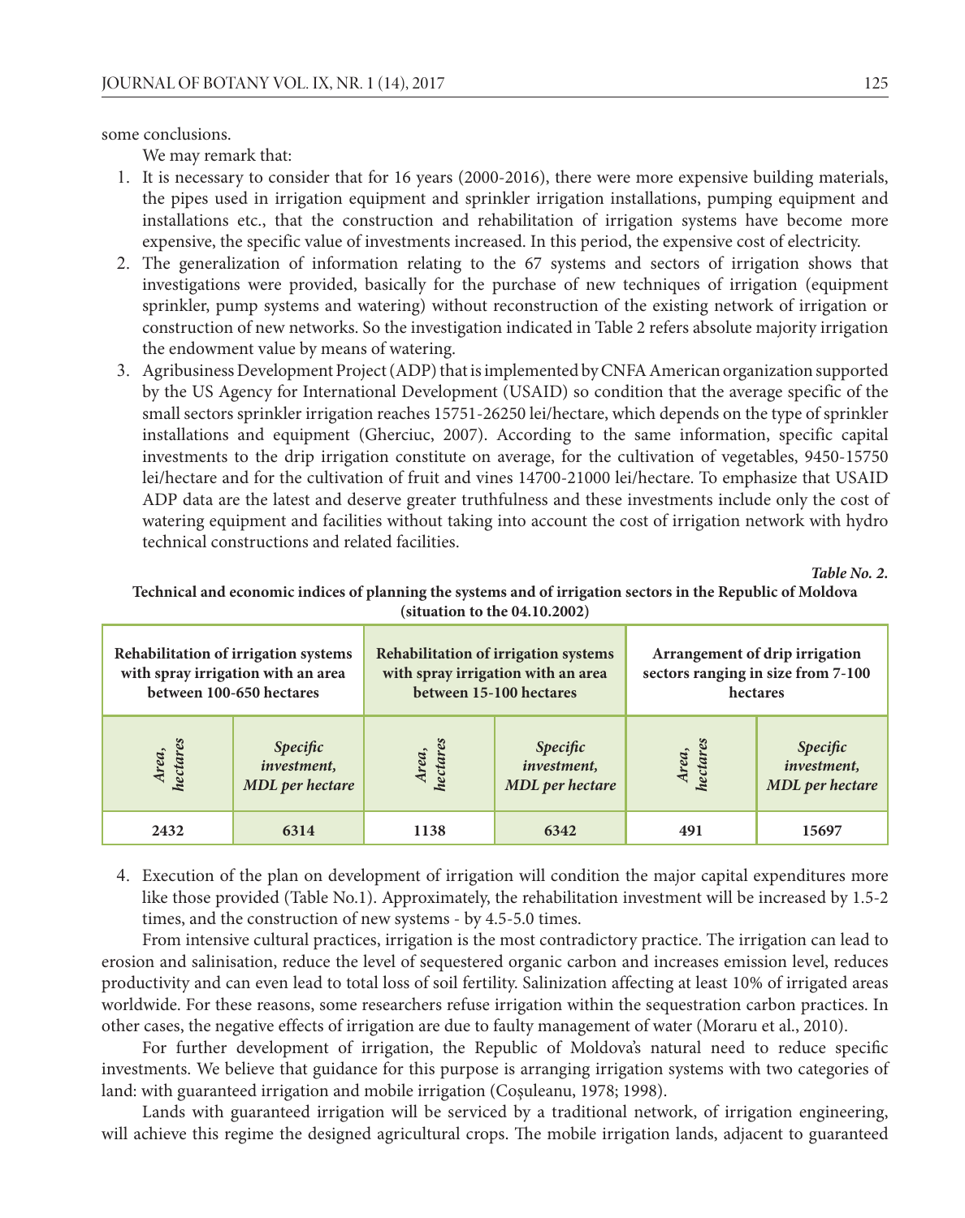some conclusions.

We may remark that:

1. It is necessary to consider that for 16 years (2000-2016), there were more expensive building materials, the pipes used in irrigation equipment and sprinkler irrigation installations, pumping equipment and installations etc., that the construction and rehabilitation of irrigation systems have become more expensive, the specific value of investments increased. In this period, the expensive cost of electricity.
2. The generalization of information relating to the 67 systems and sectors of irrigation shows that investigations were provided, basically for the purchase of new techniques of irrigation (equipment sprinkler, pump systems and watering) without reconstruction of the existing network of irrigation or construction of new networks. So the investigation indicated in Table 2 refers absolute majority irrigation the endowment value by means of watering.
3. Agribusiness Development Project (ADP) that is implemented by CNFA American organization supported by the US Agency for International Development (USAID) so condition that the average specific of the small sectors sprinkler irrigation reaches 15751-26250 lei/hectare, which depends on the type of sprinkler installations and equipment (Gherciuc, 2007). According to the same information, specific capital investments to the drip irrigation constitute on average, for the cultivation of vegetables, 9450-15750 lei/hectare and for the cultivation of fruit and vines 14700-21000 lei/hectare. To emphasize that USAID ADP data are the latest and deserve greater truthfulness and these investments include only the cost of watering equipment and facilities without taking into account the cost of irrigation network with hydro technical constructions and related facilities.

***Table No. 2.***

**Technical and economic indices of planning the systems and of irrigation sectors in the Republic of Moldova (situation to the 04.10.2002)**

| Rehabilitation of irrigation systems with spray irrigation with an area between 100-650 hectares | | Rehabilitation of irrigation systems with spray irrigation with an area between 15-100 hectares | | Arrangement of drip irrigation sectors ranging in size from 7-100 hectares | |
|---|---|---|---|---|---|
| *Area, hectares* | *Specific investment, MDL per hectare* | *Area, hectares* | *Specific investment, MDL per hectare* | *Area, hectares* | *Specific investment, MDL per hectare* |
| **2432** | **6314** | **1138** | **6342** | **491** | **15697** |

4. Execution of the plan on development of irrigation will condition the major capital expenditures more like those provided (Table No.1). Approximately, the rehabilitation investment will be increased by 1.5-2 times, and the construction of new systems - by 4.5-5.0 times.

From intensive cultural practices, irrigation is the most contradictory practice. The irrigation can lead to erosion and salinisation, reduce the level of sequestered organic carbon and increases emission level, reduces productivity and can even lead to total loss of soil fertility. Salinization affecting at least 10% of irrigated areas worldwide. For these reasons, some researchers refuse irrigation within the sequestration carbon practices. In other cases, the negative effects of irrigation are due to faulty management of water (Moraru et al., 2010).

For further development of irrigation, the Republic of Moldova's natural need to reduce specific investments. We believe that guidance for this purpose is arranging irrigation systems with two categories of land: with guaranteed irrigation and mobile irrigation (Coșuleanu, 1978; 1998).

Lands with guaranteed irrigation will be serviced by a traditional network, of irrigation engineering, will achieve this regime the designed agricultural crops. The mobile irrigation lands, adjacent to guaranteed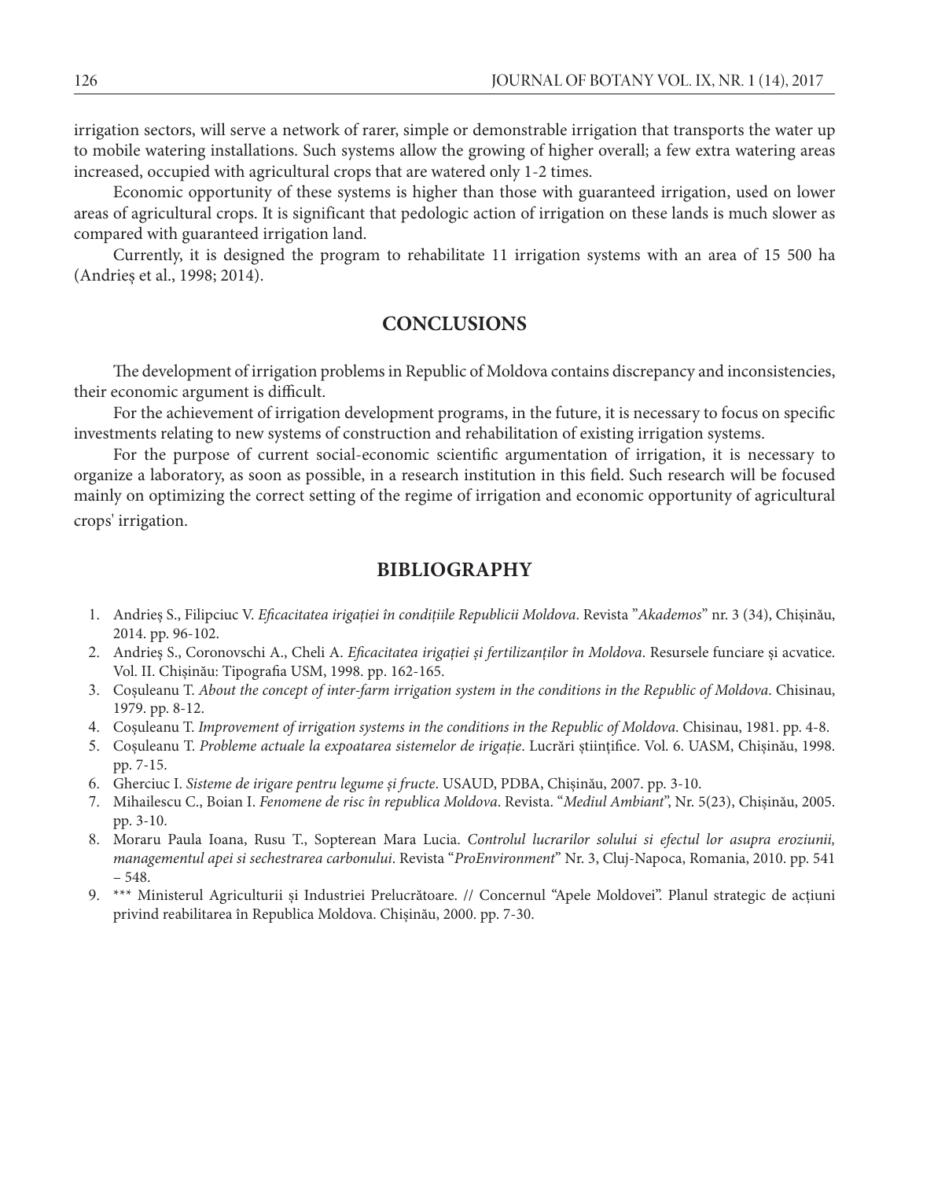irrigation sectors, will serve a network of rarer, simple or demonstrable irrigation that transports the water up to mobile watering installations. Such systems allow the growing of higher overall; a few extra watering areas increased, occupied with agricultural crops that are watered only 1-2 times.

Economic opportunity of these systems is higher than those with guaranteed irrigation, used on lower areas of agricultural crops. It is significant that pedologic action of irrigation on these lands is much slower as compared with guaranteed irrigation land.

Currently, it is designed the program to rehabilitate 11 irrigation systems with an area of 15 500 ha (Andrieș et al., 1998; 2014).

## CONCLUSIONS

The development of irrigation problems in Republic of Moldova contains discrepancy and inconsistencies, their economic argument is difficult.

For the achievement of irrigation development programs, in the future, it is necessary to focus on specific investments relating to new systems of construction and rehabilitation of existing irrigation systems.

For the purpose of current social-economic scientific argumentation of irrigation, it is necessary to organize a laboratory, as soon as possible, in a research institution in this field. Such research will be focused mainly on optimizing the correct setting of the regime of irrigation and economic opportunity of agricultural crops' irrigation.

## BIBLIOGRAPHY

1. Andrieș S., Filipciuc V. *Eficacitatea irigației în condițiile Republicii Moldova*. Revista "*Akademos*" nr. 3 (34), Chișinău, 2014. pp. 96-102.
2. Andrieș S., Coronovschi A., Cheli A. *Eficacitatea irigației și fertilizanților în Moldova*. Resursele funciare și acvatice. Vol. II. Chișinău: Tipografia USM, 1998. pp. 162-165.
3. Coșuleanu T. *About the concept of inter-farm irrigation system in the conditions in the Republic of Moldova*. Chisinau, 1979. pp. 8-12.
4. Coșuleanu T. *Improvement of irrigation systems in the conditions in the Republic of Moldova*. Chisinau, 1981. pp. 4-8.
5. Coșuleanu T. *Probleme actuale la expoatarea sistemelor de irigație*. Lucrări științifice. Vol. 6. UASM, Chișinău, 1998. pp. 7-15.
6. Gherciuc I. *Sisteme de irigare pentru legume și fructe*. USAUD, PDBA, Chișinău, 2007. pp. 3-10.
7. Mihailescu C., Boian I. *Fenomene de risc în republica Moldova*. Revista. "*Mediul Ambiant*", Nr. 5(23), Chișinău, 2005. pp. 3-10.
8. Moraru Paula Ioana, Rusu T., Sopterean Mara Lucia. *Controlul lucrarilor solului si efectul lor asupra eroziunii, managementul apei si sechestrarea carbonului*. Revista "*ProEnvironment*" Nr. 3, Cluj-Napoca, Romania, 2010. pp. 541 – 548.
9. *** Ministerul Agriculturii și Industriei Prelucrătoare. // Concernul "Apele Moldovei". Planul strategic de acțiuni privind reabilitarea în Republica Moldova. Chișinău, 2000. pp. 7-30.